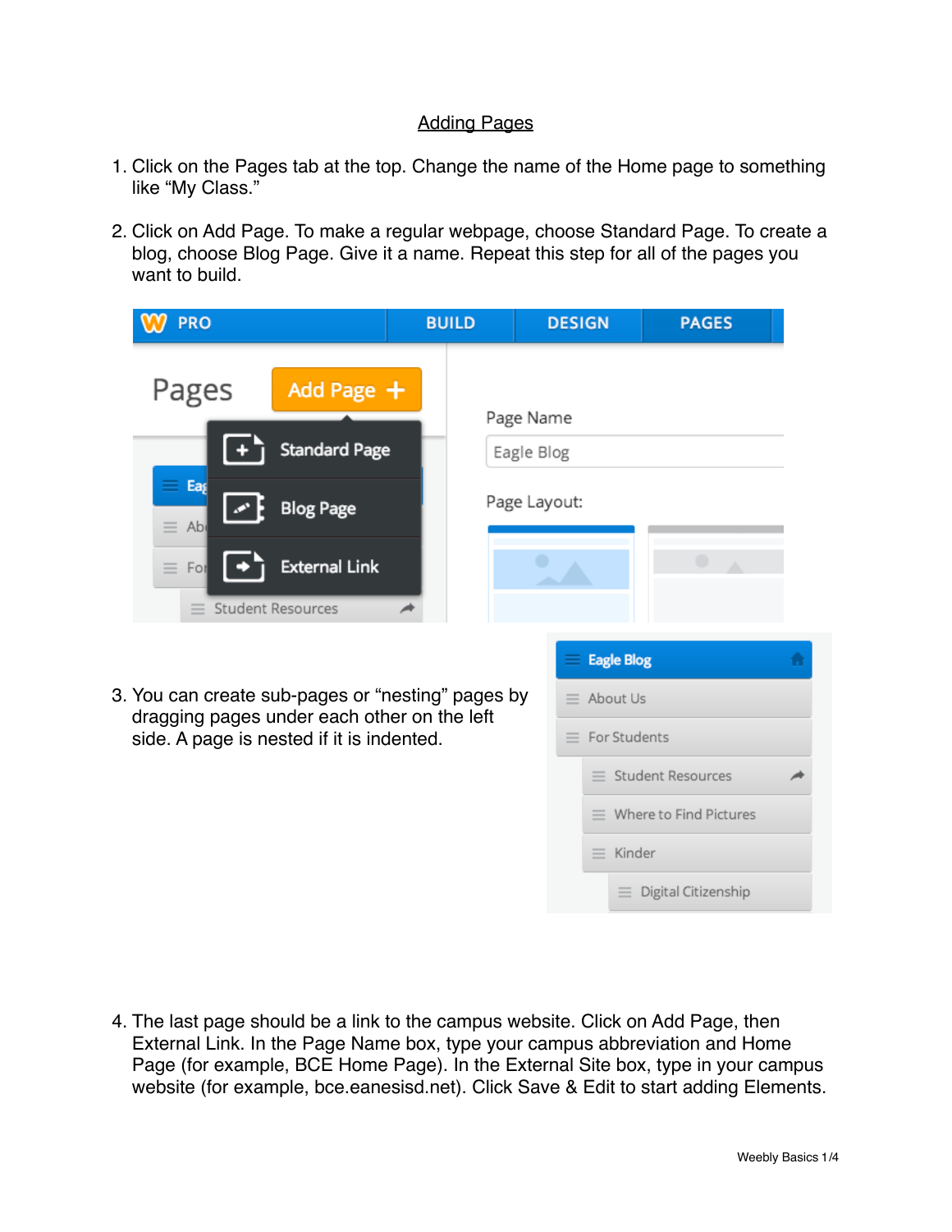# Adding Pages

1. Click on the Pages tab at the top. Change the name of the Home page to something like "My Class."

2. Click on Add Page. To make a regular webpage, choose Standard Page. To create a blog, choose Blog Page. Give it a name. Repeat this step for all of the pages you want to build.

3. You can create sub-pages or "nesting" pages by dragging pages under each other on the left side. A page is nested if it is indented.

4. The last page should be a link to the campus website. Click on Add Page, then External Link. In the Page Name box, type your campus abbreviation and Home Page (for example, BCE Home Page). In the External Site box, type in your campus website (for example, bce.eanesisd.net). Click Save & Edit to start adding Elements.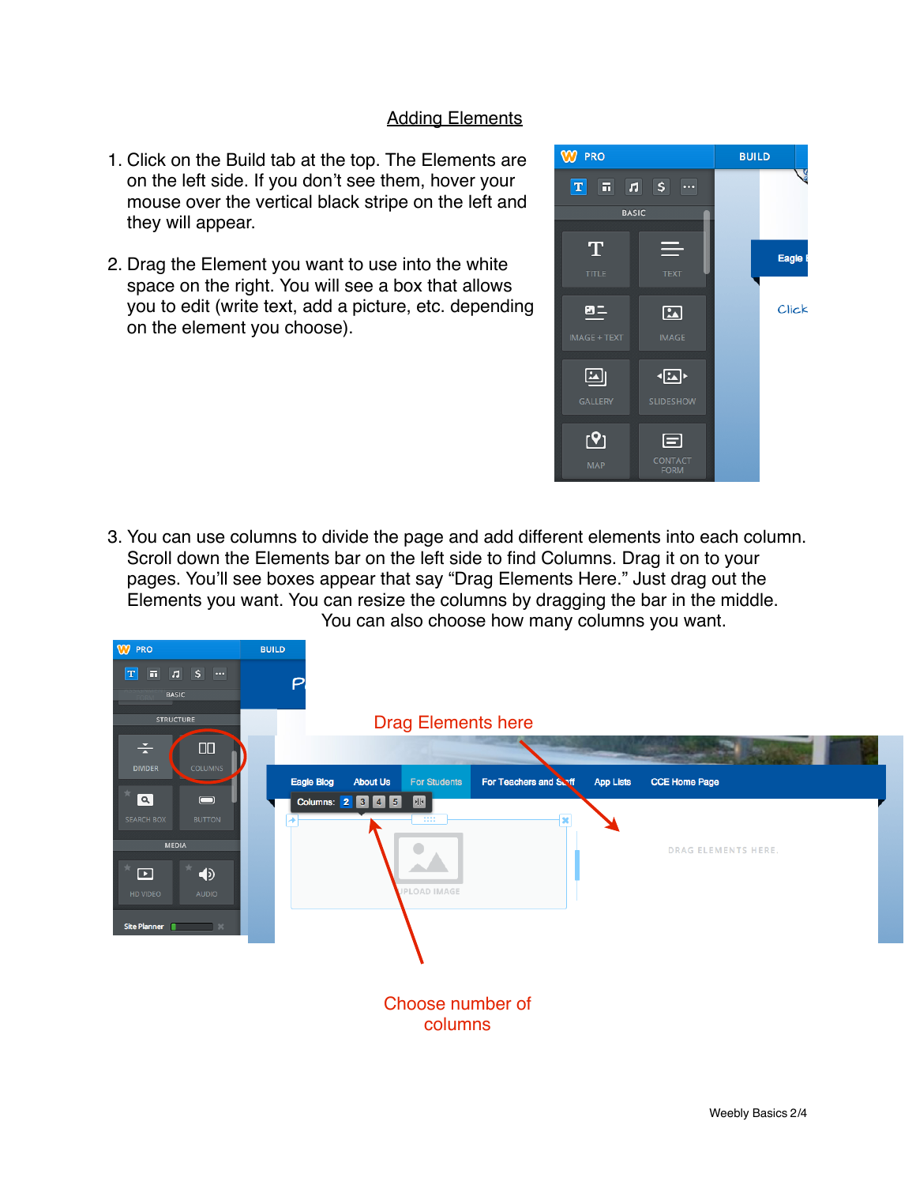## Adding Elements

1. Click on the Build tab at the top. The Elements are on the left side. If you don't see them, hover your mouse over the vertical black stripe on the left and they will appear.

2. Drag the Element you want to use into the white space on the right. You will see a box that allows you to edit (write text, add a picture, etc. depending on the element you choose).

3. You can use columns to divide the page and add different elements into each column. Scroll down the Elements bar on the left side to find Columns. Drag it on to your pages. You'll see boxes appear that say "Drag Elements Here." Just drag out the Elements you want. You can resize the columns by dragging the bar in the middle. You can also choose how many columns you want.

Drag Elements here

Choose number of columns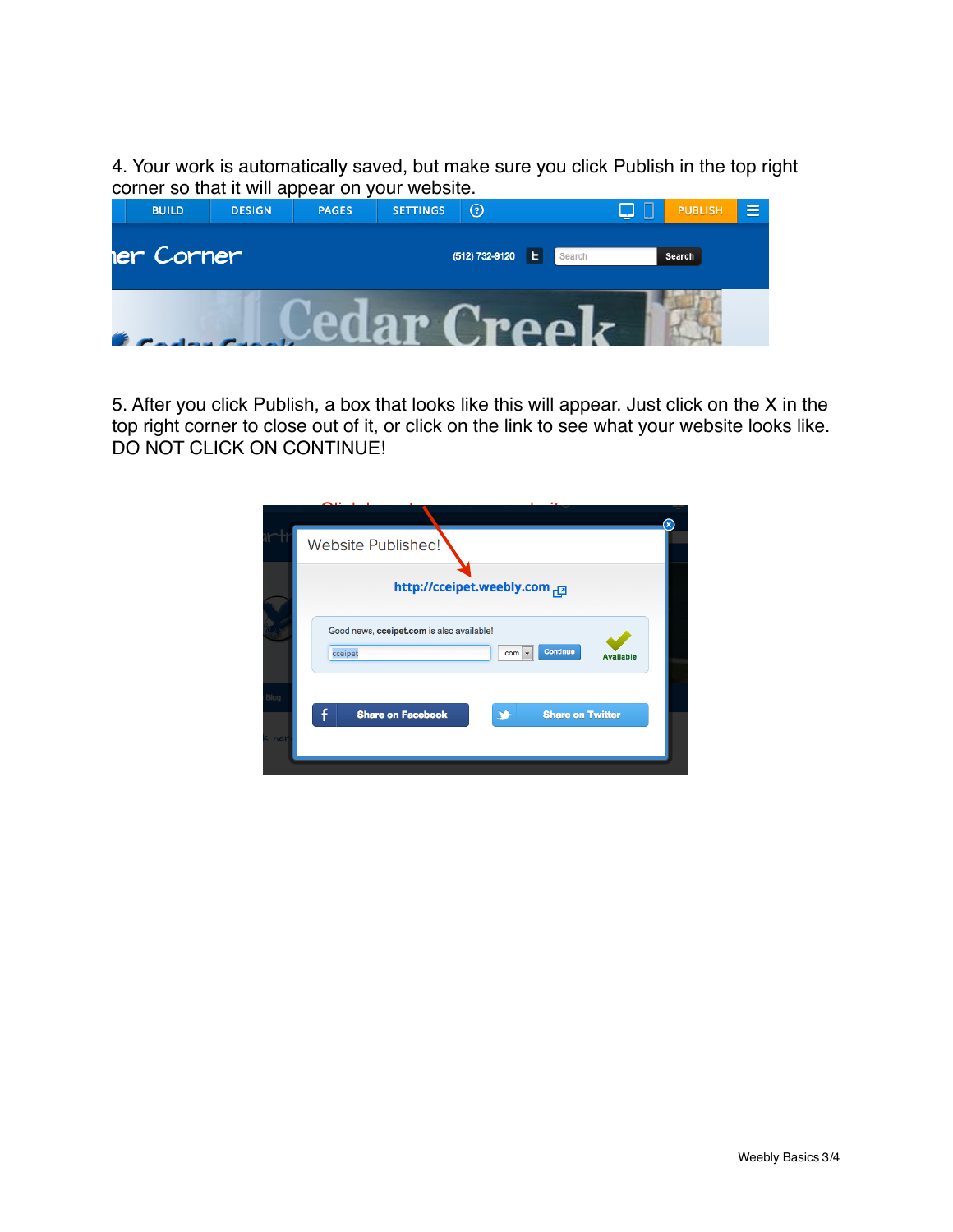4. Your work is automatically saved, but make sure you click Publish in the top right corner so that it will appear on your website.

5. After you click Publish, a box that looks like this will appear. Just click on the X in the top right corner to close out of it, or click on the link to see what your website looks like. DO NOT CLICK ON CONTINUE!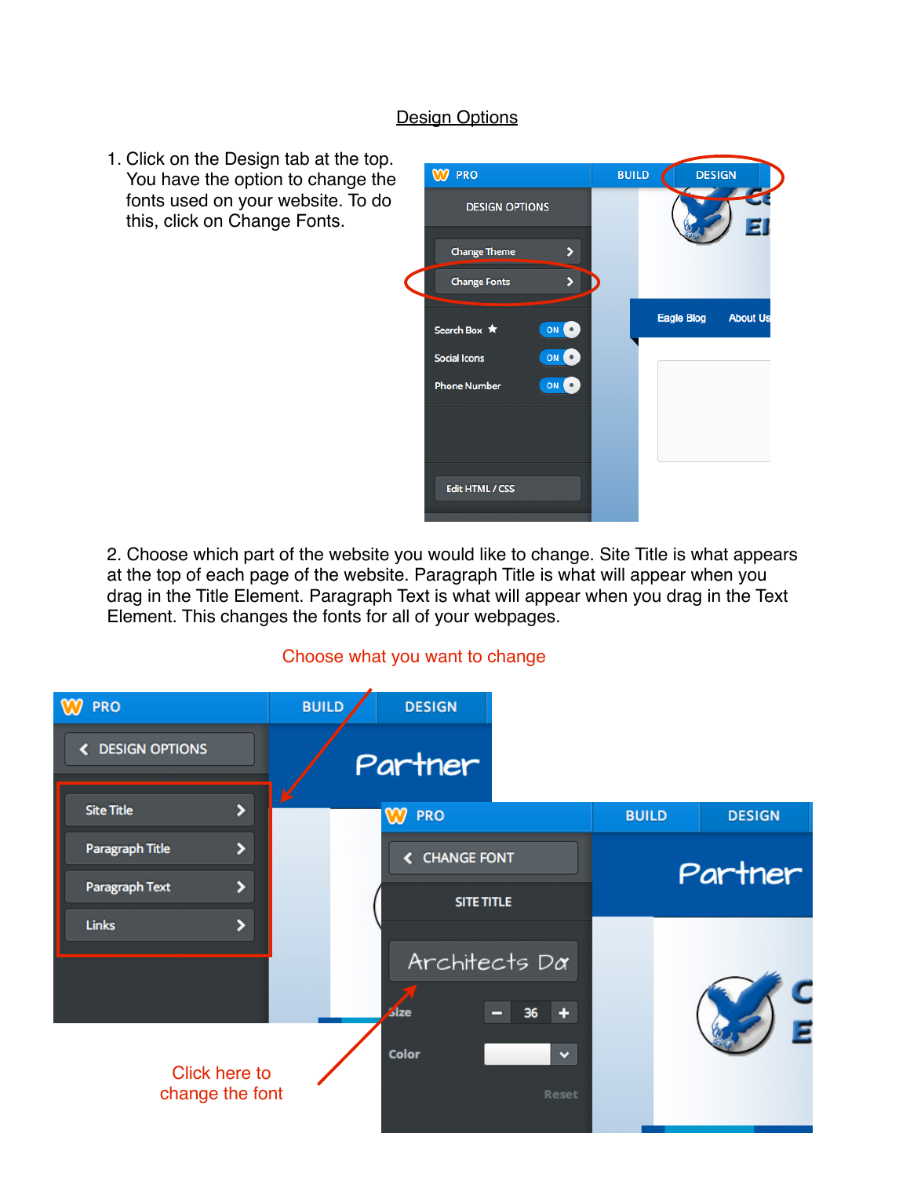## Design Options

1. Click on the Design tab at the top. You have the option to change the fonts used on your website. To do this, click on Change Fonts.

2. Choose which part of the website you would like to change. Site Title is what appears at the top of each page of the website. Paragraph Title is what will appear when you drag in the Title Element. Paragraph Text is what will appear when you drag in the Text Element. This changes the fonts for all of your webpages.

Choose what you want to change

Click here to change the font